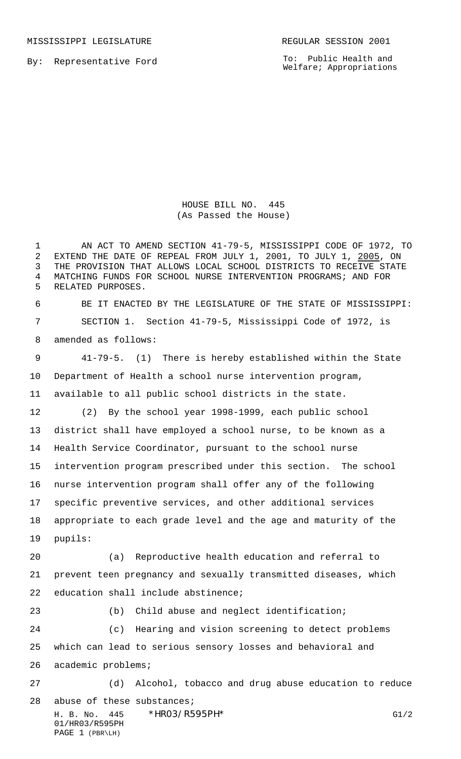MISSISSIPPI LEGISLATURE REGULAR SESSION 2001

By: Representative Ford

To: Public Health and Welfare; Appropriations

HOUSE BILL NO. 445
(As Passed the House)

AN ACT TO AMEND SECTION 41-79-5, MISSISSIPPI CODE OF 1972, TO EXTEND THE DATE OF REPEAL FROM JULY 1, 2001, TO JULY 1, 2005, ON THE PROVISION THAT ALLOWS LOCAL SCHOOL DISTRICTS TO RECEIVE STATE MATCHING FUNDS FOR SCHOOL NURSE INTERVENTION PROGRAMS; AND FOR RELATED PURPOSES.

BE IT ENACTED BY THE LEGISLATURE OF THE STATE OF MISSISSIPPI:

SECTION 1. Section 41-79-5, Mississippi Code of 1972, is amended as follows:

41-79-5. (1) There is hereby established within the State Department of Health a school nurse intervention program, available to all public school districts in the state.

(2) By the school year 1998-1999, each public school district shall have employed a school nurse, to be known as a Health Service Coordinator, pursuant to the school nurse intervention program prescribed under this section. The school nurse intervention program shall offer any of the following specific preventive services, and other additional services appropriate to each grade level and the age and maturity of the pupils:

(a) Reproductive health education and referral to prevent teen pregnancy and sexually transmitted diseases, which education shall include abstinence;

(b) Child abuse and neglect identification;

(c) Hearing and vision screening to detect problems which can lead to serious sensory losses and behavioral and academic problems;

(d) Alcohol, tobacco and drug abuse education to reduce abuse of these substances;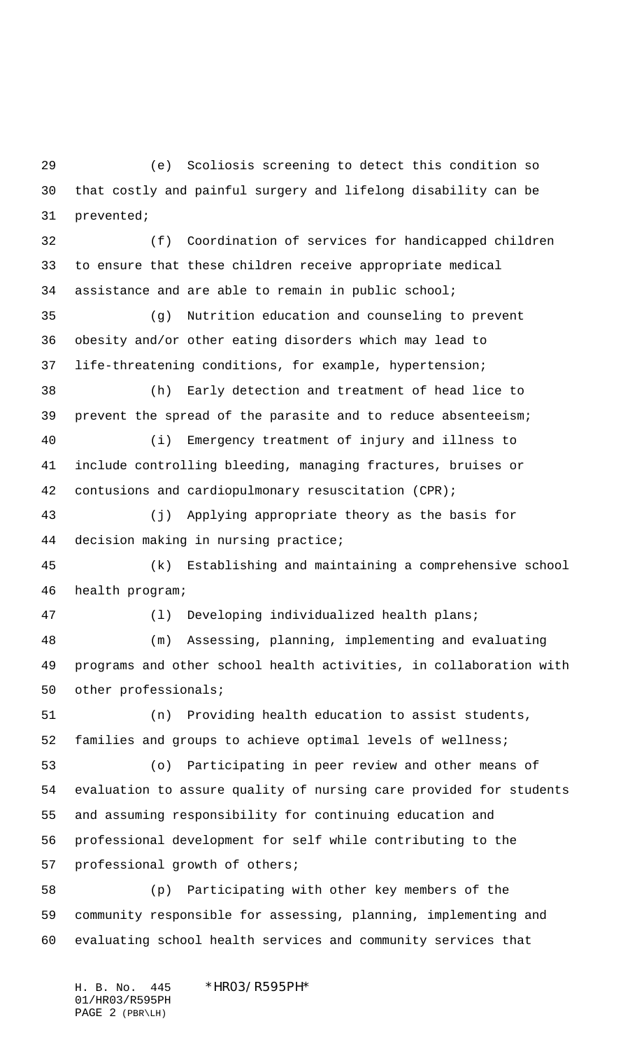(e) Scoliosis screening to detect this condition so that costly and painful surgery and lifelong disability can be prevented;

(f) Coordination of services for handicapped children to ensure that these children receive appropriate medical assistance and are able to remain in public school;

(g) Nutrition education and counseling to prevent obesity and/or other eating disorders which may lead to life-threatening conditions, for example, hypertension;

(h) Early detection and treatment of head lice to prevent the spread of the parasite and to reduce absenteeism;

(i) Emergency treatment of injury and illness to include controlling bleeding, managing fractures, bruises or contusions and cardiopulmonary resuscitation (CPR);

(j) Applying appropriate theory as the basis for decision making in nursing practice;

(k) Establishing and maintaining a comprehensive school health program;

(l) Developing individualized health plans;

(m) Assessing, planning, implementing and evaluating programs and other school health activities, in collaboration with other professionals;

(n) Providing health education to assist students, families and groups to achieve optimal levels of wellness;

(o) Participating in peer review and other means of evaluation to assure quality of nursing care provided for students and assuming responsibility for continuing education and professional development for self while contributing to the professional growth of others;

(p) Participating with other key members of the community responsible for assessing, planning, implementing and evaluating school health services and community services that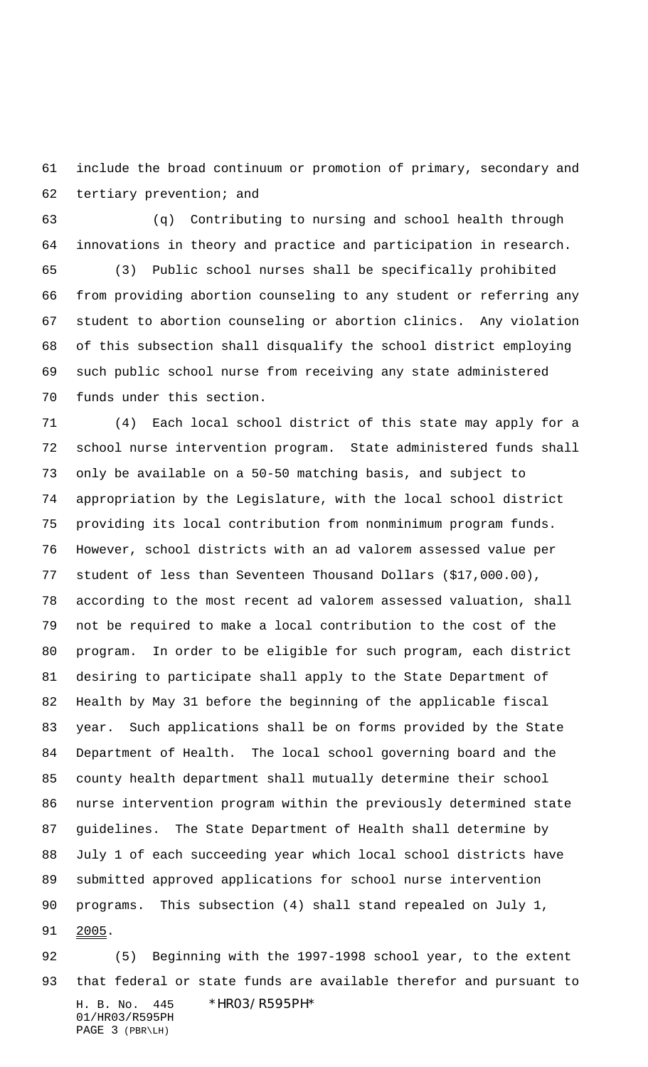include the broad continuum or promotion of primary, secondary and tertiary prevention; and

(q) Contributing to nursing and school health through innovations in theory and practice and participation in research.

(3) Public school nurses shall be specifically prohibited from providing abortion counseling to any student or referring any student to abortion counseling or abortion clinics. Any violation of this subsection shall disqualify the school district employing such public school nurse from receiving any state administered funds under this section.

(4) Each local school district of this state may apply for a school nurse intervention program. State administered funds shall only be available on a 50-50 matching basis, and subject to appropriation by the Legislature, with the local school district providing its local contribution from nonminimum program funds. However, school districts with an ad valorem assessed value per student of less than Seventeen Thousand Dollars ($17,000.00), according to the most recent ad valorem assessed valuation, shall not be required to make a local contribution to the cost of the program. In order to be eligible for such program, each district desiring to participate shall apply to the State Department of Health by May 31 before the beginning of the applicable fiscal year. Such applications shall be on forms provided by the State Department of Health. The local school governing board and the county health department shall mutually determine their school nurse intervention program within the previously determined state guidelines. The State Department of Health shall determine by July 1 of each succeeding year which local school districts have submitted approved applications for school nurse intervention programs. This subsection (4) shall stand repealed on July 1, 2005.

(5) Beginning with the 1997-1998 school year, to the extent that federal or state funds are available therefor and pursuant to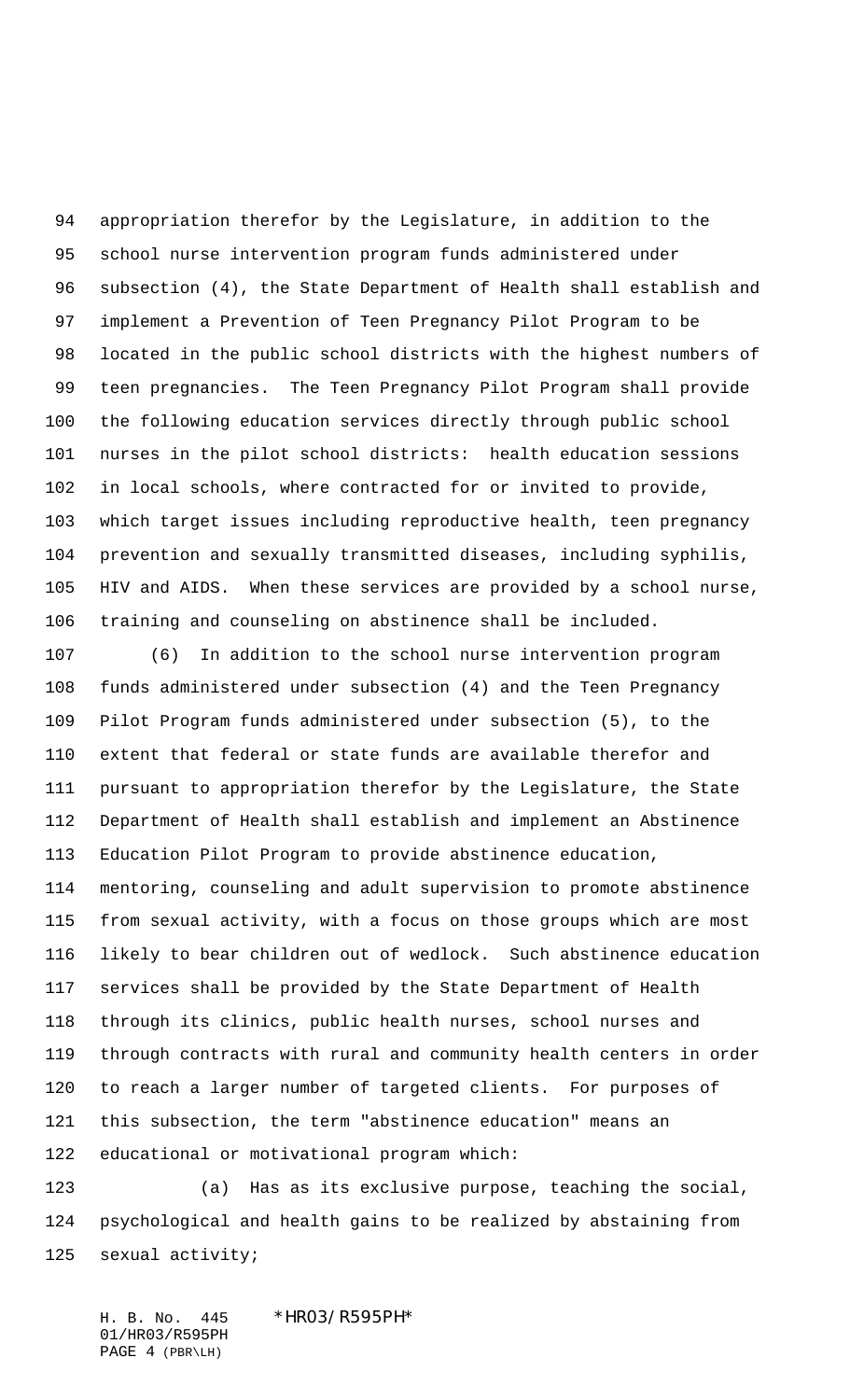appropriation therefor by the Legislature, in addition to the school nurse intervention program funds administered under subsection (4), the State Department of Health shall establish and implement a Prevention of Teen Pregnancy Pilot Program to be located in the public school districts with the highest numbers of teen pregnancies. The Teen Pregnancy Pilot Program shall provide the following education services directly through public school nurses in the pilot school districts: health education sessions in local schools, where contracted for or invited to provide, which target issues including reproductive health, teen pregnancy prevention and sexually transmitted diseases, including syphilis, HIV and AIDS. When these services are provided by a school nurse, training and counseling on abstinence shall be included.

(6) In addition to the school nurse intervention program funds administered under subsection (4) and the Teen Pregnancy Pilot Program funds administered under subsection (5), to the extent that federal or state funds are available therefor and pursuant to appropriation therefor by the Legislature, the State Department of Health shall establish and implement an Abstinence Education Pilot Program to provide abstinence education, mentoring, counseling and adult supervision to promote abstinence from sexual activity, with a focus on those groups which are most likely to bear children out of wedlock. Such abstinence education services shall be provided by the State Department of Health through its clinics, public health nurses, school nurses and through contracts with rural and community health centers in order to reach a larger number of targeted clients. For purposes of this subsection, the term "abstinence education" means an educational or motivational program which:

(a) Has as its exclusive purpose, teaching the social, psychological and health gains to be realized by abstaining from sexual activity;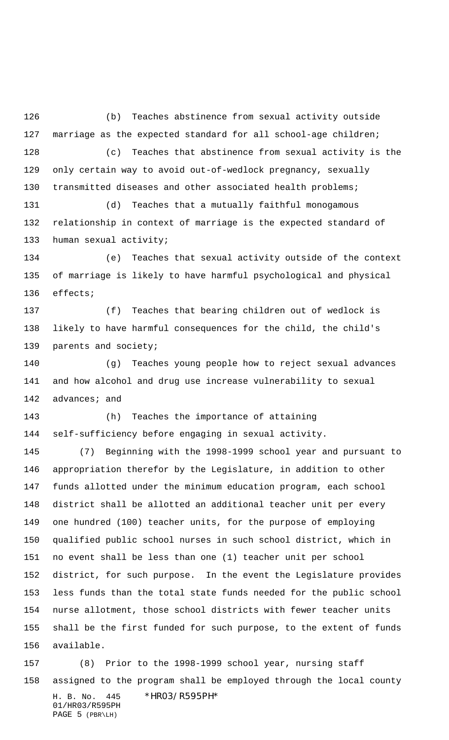(b) Teaches abstinence from sexual activity outside marriage as the expected standard for all school-age children;

(c) Teaches that abstinence from sexual activity is the only certain way to avoid out-of-wedlock pregnancy, sexually transmitted diseases and other associated health problems;

(d) Teaches that a mutually faithful monogamous relationship in context of marriage is the expected standard of human sexual activity;

(e) Teaches that sexual activity outside of the context of marriage is likely to have harmful psychological and physical effects;

(f) Teaches that bearing children out of wedlock is likely to have harmful consequences for the child, the child's parents and society;

(g) Teaches young people how to reject sexual advances and how alcohol and drug use increase vulnerability to sexual advances; and

(h) Teaches the importance of attaining self-sufficiency before engaging in sexual activity.

(7) Beginning with the 1998-1999 school year and pursuant to appropriation therefor by the Legislature, in addition to other funds allotted under the minimum education program, each school district shall be allotted an additional teacher unit per every one hundred (100) teacher units, for the purpose of employing qualified public school nurses in such school district, which in no event shall be less than one (1) teacher unit per school district, for such purpose. In the event the Legislature provides less funds than the total state funds needed for the public school nurse allotment, those school districts with fewer teacher units shall be the first funded for such purpose, to the extent of funds available.

(8) Prior to the 1998-1999 school year, nursing staff assigned to the program shall be employed through the local county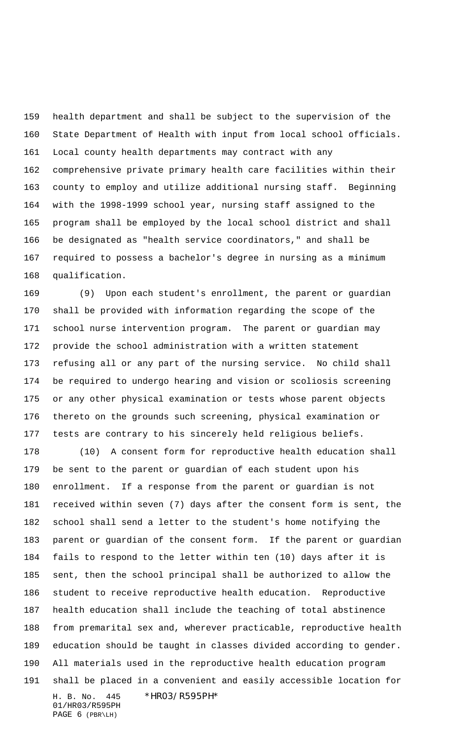health department and shall be subject to the supervision of the State Department of Health with input from local school officials. Local county health departments may contract with any comprehensive private primary health care facilities within their county to employ and utilize additional nursing staff. Beginning with the 1998-1999 school year, nursing staff assigned to the program shall be employed by the local school district and shall be designated as "health service coordinators," and shall be required to possess a bachelor's degree in nursing as a minimum qualification.

(9) Upon each student's enrollment, the parent or guardian shall be provided with information regarding the scope of the school nurse intervention program. The parent or guardian may provide the school administration with a written statement refusing all or any part of the nursing service. No child shall be required to undergo hearing and vision or scoliosis screening or any other physical examination or tests whose parent objects thereto on the grounds such screening, physical examination or tests are contrary to his sincerely held religious beliefs.

(10) A consent form for reproductive health education shall be sent to the parent or guardian of each student upon his enrollment. If a response from the parent or guardian is not received within seven (7) days after the consent form is sent, the school shall send a letter to the student's home notifying the parent or guardian of the consent form. If the parent or guardian fails to respond to the letter within ten (10) days after it is sent, then the school principal shall be authorized to allow the student to receive reproductive health education. Reproductive health education shall include the teaching of total abstinence from premarital sex and, wherever practicable, reproductive health education should be taught in classes divided according to gender. All materials used in the reproductive health education program shall be placed in a convenient and easily accessible location for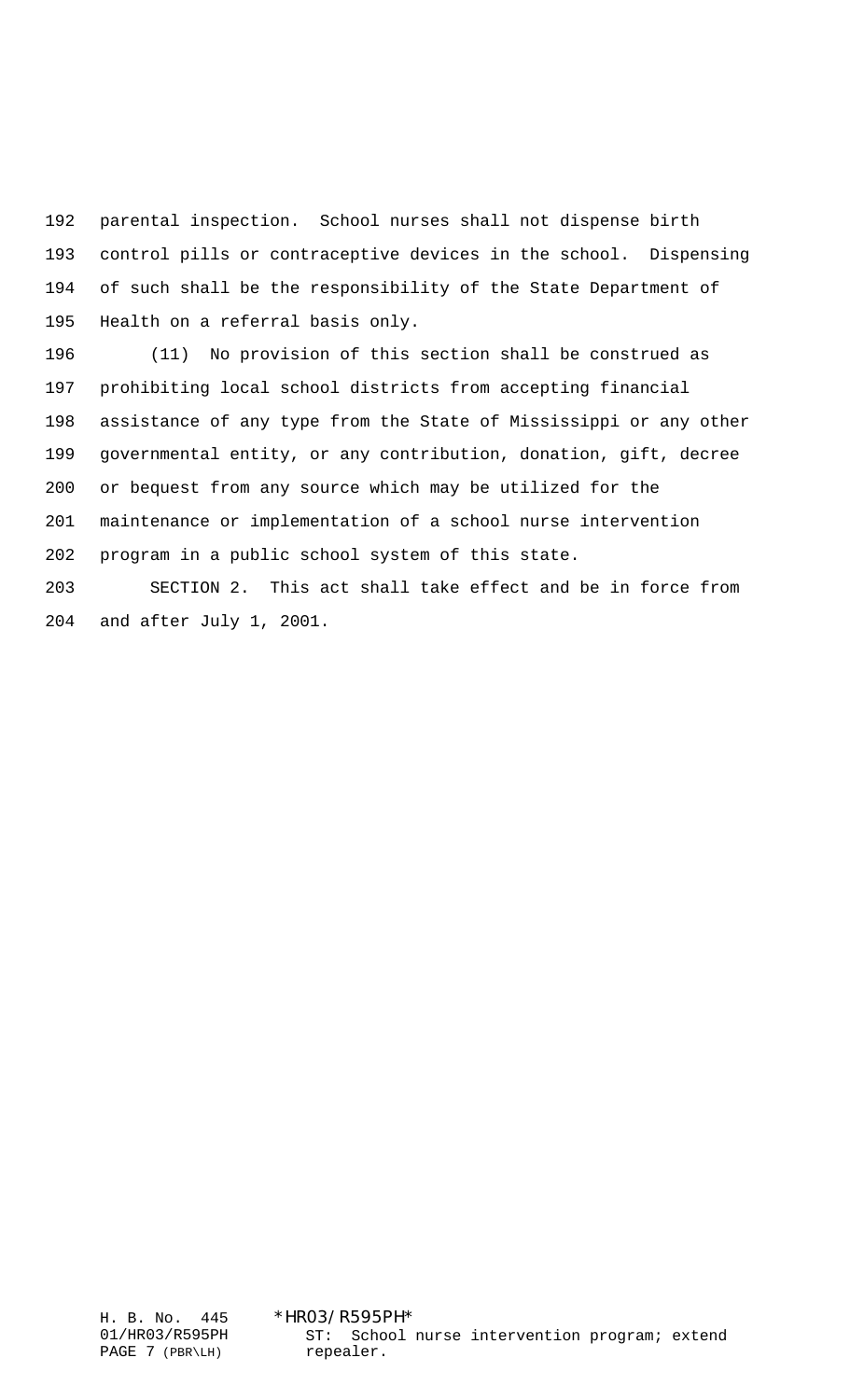parental inspection. School nurses shall not dispense birth control pills or contraceptive devices in the school. Dispensing of such shall be the responsibility of the State Department of Health on a referral basis only.

(11) No provision of this section shall be construed as prohibiting local school districts from accepting financial assistance of any type from the State of Mississippi or any other governmental entity, or any contribution, donation, gift, decree or bequest from any source which may be utilized for the maintenance or implementation of a school nurse intervention program in a public school system of this state.

SECTION 2. This act shall take effect and be in force from and after July 1, 2001.

ST: School nurse intervention program; extend repealer.